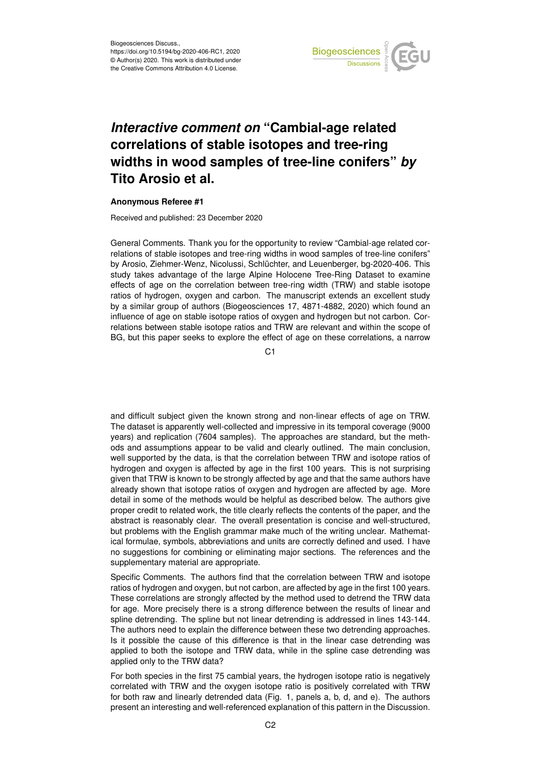Biogeosciences Discuss., https://doi.org/10.5194/bg-2020-406-RC1, 2020
© Author(s) 2020. This work is distributed under the Creative Commons Attribution 4.0 License.

# *Interactive comment on* "Cambial-age related correlations of stable isotopes and tree-ring widths in wood samples of tree-line conifers" *by* Tito Arosio et al.

**Anonymous Referee #1**

Received and published: 23 December 2020

General Comments. Thank you for the opportunity to review "Cambial-age related correlations of stable isotopes and tree-ring widths in wood samples of tree-line conifers" by Arosio, Ziehmer-Wenz, Nicolussi, Schlüchter, and Leuenberger, bg-2020-406. This study takes advantage of the large Alpine Holocene Tree-Ring Dataset to examine effects of age on the correlation between tree-ring width (TRW) and stable isotope ratios of hydrogen, oxygen and carbon. The manuscript extends an excellent study by a similar group of authors (Biogeosciences 17, 4871-4882, 2020) which found an influence of age on stable isotope ratios of oxygen and hydrogen but not carbon. Correlations between stable isotope ratios and TRW are relevant and within the scope of BG, but this paper seeks to explore the effect of age on these correlations, a narrow and difficult subject given the known strong and non-linear effects of age on TRW. The dataset is apparently well-collected and impressive in its temporal coverage (9000 years) and replication (7604 samples). The approaches are standard, but the methods and assumptions appear to be valid and clearly outlined. The main conclusion, well supported by the data, is that the correlation between TRW and isotope ratios of hydrogen and oxygen is affected by age in the first 100 years. This is not surprising given that TRW is known to be strongly affected by age and that the same authors have already shown that isotope ratios of oxygen and hydrogen are affected by age. More detail in some of the methods would be helpful as described below. The authors give proper credit to related work, the title clearly reflects the contents of the paper, and the abstract is reasonably clear. The overall presentation is concise and well-structured, but problems with the English grammar make much of the writing unclear. Mathematical formulae, symbols, abbreviations and units are correctly defined and used. I have no suggestions for combining or eliminating major sections. The references and the supplementary material are appropriate.

Specific Comments. The authors find that the correlation between TRW and isotope ratios of hydrogen and oxygen, but not carbon, are affected by age in the first 100 years. These correlations are strongly affected by the method used to detrend the TRW data for age. More precisely there is a strong difference between the results of linear and spline detrending. The spline but not linear detrending is addressed in lines 143-144. The authors need to explain the difference between these two detrending approaches. Is it possible the cause of this difference is that in the linear case detrending was applied to both the isotope and TRW data, while in the spline case detrending was applied only to the TRW data?

For both species in the first 75 cambial years, the hydrogen isotope ratio is negatively correlated with TRW and the oxygen isotope ratio is positively correlated with TRW for both raw and linearly detrended data (Fig. 1, panels a, b, d, and e). The authors present an interesting and well-referenced explanation of this pattern in the Discussion.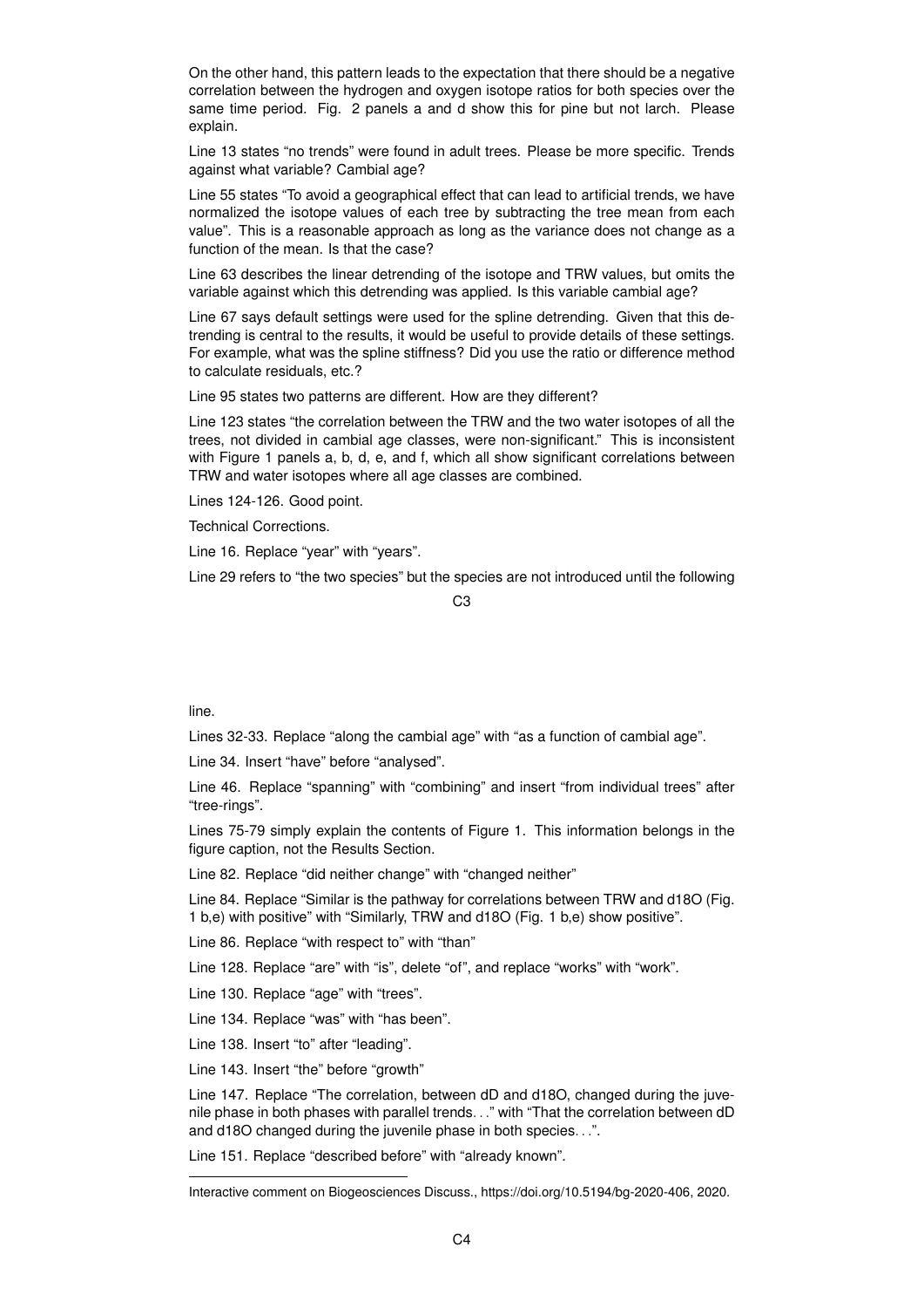On the other hand, this pattern leads to the expectation that there should be a negative correlation between the hydrogen and oxygen isotope ratios for both species over the same time period. Fig. 2 panels a and d show this for pine but not larch. Please explain.

Line 13 states "no trends" were found in adult trees. Please be more specific. Trends against what variable? Cambial age?

Line 55 states "To avoid a geographical effect that can lead to artificial trends, we have normalized the isotope values of each tree by subtracting the tree mean from each value". This is a reasonable approach as long as the variance does not change as a function of the mean. Is that the case?

Line 63 describes the linear detrending of the isotope and TRW values, but omits the variable against which this detrending was applied. Is this variable cambial age?

Line 67 says default settings were used for the spline detrending. Given that this detrending is central to the results, it would be useful to provide details of these settings. For example, what was the spline stiffness? Did you use the ratio or difference method to calculate residuals, etc.?

Line 95 states two patterns are different. How are they different?

Line 123 states "the correlation between the TRW and the two water isotopes of all the trees, not divided in cambial age classes, were non-significant." This is inconsistent with Figure 1 panels a, b, d, e, and f, which all show significant correlations between TRW and water isotopes where all age classes are combined.

Lines 124-126. Good point.

Technical Corrections.

Line 16. Replace "year" with "years".

Line 29 refers to "the two species" but the species are not introduced until the following line.

Lines 32-33. Replace "along the cambial age" with "as a function of cambial age".

Line 34. Insert "have" before "analysed".

Line 46. Replace "spanning" with "combining" and insert "from individual trees" after "tree-rings".

Lines 75-79 simply explain the contents of Figure 1. This information belongs in the figure caption, not the Results Section.

Line 82. Replace "did neither change" with "changed neither"

Line 84. Replace "Similar is the pathway for correlations between TRW and d18O (Fig. 1 b,e) with positive" with "Similarly, TRW and d18O (Fig. 1 b,e) show positive".

Line 86. Replace "with respect to" with "than"

Line 128. Replace "are" with "is", delete "of", and replace "works" with "work".

Line 130. Replace "age" with "trees".

Line 134. Replace "was" with "has been".

Line 138. Insert "to" after "leading".

Line 143. Insert "the" before "growth"

Line 147. Replace "The correlation, between dD and d18O, changed during the juvenile phase in both phases with parallel trends. . ." with "That the correlation between dD and d18O changed during the juvenile phase in both species. . .".

Line 151. Replace "described before" with "already known".

---

Interactive comment on Biogeosciences Discuss., https://doi.org/10.5194/bg-2020-406, 2020.